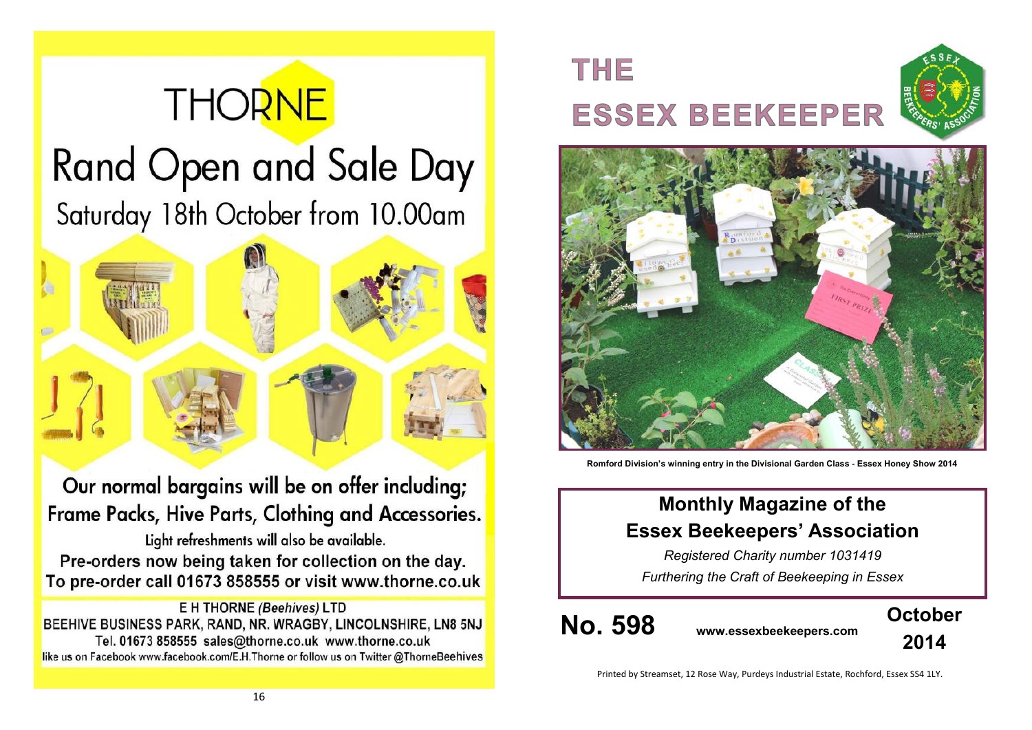# THORNE

## Rand Open and Sale Day

Saturday 18th October from 10.00am

Our normal bargains will be on offer including; Frame Packs, Hive Parts, Clothing and Accessories.

Light refreshments will also be available.

Pre-orders now being taken for collection on the day.
To pre-order call 01673 858555 or visit www.thorne.co.uk

E H THORNE *(Beehives)* LTD
BEEHIVE BUSINESS PARK, RAND, NR. WRAGBY, LINCOLNSHIRE, LN8 5NJ
Tel. 01673 858555 sales@thorne.co.uk www.thorne.co.uk
like us on Facebook www.facebook.com/E.H.Thorne or follow us on Twitter @ThorneBeehives

# THE ESSEX BEEKEEPER

**Romford Division's winning entry in the Divisional Garden Class - Essex Honey Show 2014**

## Monthly Magazine of the Essex Beekeepers' Association

*Registered Charity number 1031419*

*Furthering the Craft of Beekeeping in Essex*

**No. 598** **www.essexbeekeepers.com** **October 2014**

Printed by Streamset, 12 Rose Way, Purdeys Industrial Estate, Rochford, Essex SS4 1LY.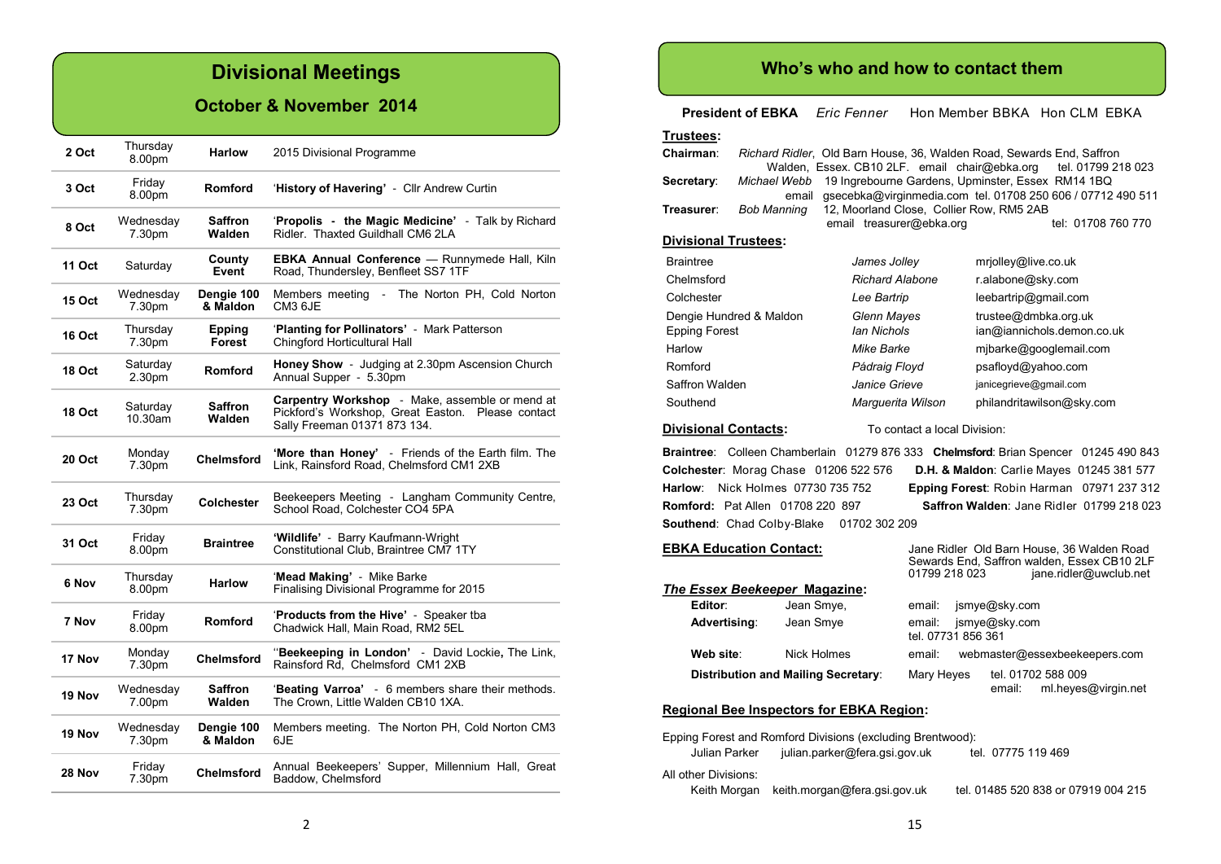# Divisional Meetings

## October & November 2014

| Date | Day/Time | Division | Event |
|---|---|---|---|
| **2 Oct** | Thursday 8.00pm | **Harlow** | 2015 Divisional Programme |
| **3 Oct** | Friday 8.00pm | **Romford** | '**History of Havering'** - Cllr Andrew Curtin |
| **8 Oct** | Wednesday 7.30pm | **Saffron Walden** | '**Propolis - the Magic Medicine'** - Talk by Richard Ridler. Thaxted Guildhall CM6 2LA |
| **11 Oct** | Saturday | **County Event** | **EBKA Annual Conference** — Runnymede Hall, Kiln Road, Thundersley, Benfleet SS7 1TF |
| **15 Oct** | Wednesday 7.30pm | **Dengie 100 & Maldon** | Members meeting - The Norton PH, Cold Norton CM3 6JE |
| **16 Oct** | Thursday 7.30pm | **Epping Forest** | '**Planting for Pollinators'** - Mark Patterson Chingford Horticultural Hall |
| **18 Oct** | Saturday 2.30pm | **Romford** | **Honey Show** - Judging at 2.30pm Ascension Church Annual Supper - 5.30pm |
| **18 Oct** | Saturday 10.30am | **Saffron Walden** | **Carpentry Workshop** - Make, assemble or mend at Pickford's Workshop, Great Easton. Please contact Sally Freeman 01371 873 134. |
| **20 Oct** | Monday 7.30pm | **Chelmsford** | **'More than Honey'** - Friends of the Earth film. The Link, Rainsford Road, Chelmsford CM1 2XB |
| **23 Oct** | Thursday 7.30pm | **Colchester** | Beekeepers Meeting - Langham Community Centre, School Road, Colchester CO4 5PA |
| **31 Oct** | Friday 8.00pm | **Braintree** | **'Wildlife'** - Barry Kaufmann-Wright Constitutional Club, Braintree CM7 1TY |
| **6 Nov** | Thursday 8.00pm | **Harlow** | '**Mead Making'** - Mike Barke Finalising Divisional Programme for 2015 |
| **7 Nov** | Friday 8.00pm | **Romford** | '**Products from the Hive'** - Speaker tba Chadwick Hall, Main Road, RM2 5EL |
| **17 Nov** | Monday 7.30pm | **Chelmsford** | ''**Beekeeping in London'** - David Lockie**,** The Link, Rainsford Rd, Chelmsford CM1 2XB |
| **19 Nov** | Wednesday 7.00pm | **Saffron Walden** | '**Beating Varroa'** - 6 members share their methods. The Crown, Little Walden CB10 1XA. |
| **19 Nov** | Wednesday 7.30pm | **Dengie 100 & Maldon** | Members meeting. The Norton PH, Cold Norton CM3 6JE |
| **28 Nov** | Friday 7.30pm | **Chelmsford** | Annual Beekeepers' Supper, Millennium Hall, Great Baddow, Chelmsford |

# Who's who and how to contact them

**President of EBKA** *Eric Fenner* Hon Member BBKA Hon CLM EBKA

**Trustees:**

**Chairman**: *Richard Ridler*, Old Barn House, 36, Walden Road, Sewards End, Saffron Walden, Essex. CB10 2LF. email chair@ebka.org tel. 01799 218 023

**Secretary**: *Michael Webb* 19 Ingrebourne Gardens, Upminster, Essex RM14 1BQ email gsecebka@virginmedia.com tel. 01708 250 606 / 07712 490 511

**Treasurer**: *Bob Manning* 12, Moorland Close, Collier Row, RM5 2AB email treasurer@ebka.org tel: 01708 760 770

**Divisional Trustees:**

| Division | Trustee | Email |
|---|---|---|
| Braintree | *James Jolley* | mrjolley@live.co.uk |
| Chelmsford | *Richard Alabone* | r.alabone@sky.com |
| Colchester | *Lee Bartrip* | leebartrip@gmail.com |
| Dengie Hundred & Maldon | *Glenn Mayes* | trustee@dmbka.org.uk |
| Epping Forest | *Ian Nichols* | ian@iannichols.demon.co.uk |
| Harlow | *Mike Barke* | mjbarke@googlemail.com |
| Romford | *Pádraig Floyd* | psafloyd@yahoo.com |
| Saffron Walden | *Janice Grieve* | janicegrieve@gmail.com |
| Southend | *Marguerita Wilson* | philandritawilson@sky.com |

**Divisional Contacts:** To contact a local Division:

**Braintree**: Colleen Chamberlain 01279 876 333 **Chelmsford**: Brian Spencer 01245 490 843
**Colchester**: Morag Chase 01206 522 576 **D.H. & Maldon**: Carlie Mayes 01245 381 577
**Harlow**: Nick Holmes 07730 735 752 **Epping Forest**: Robin Harman 07971 237 312
**Romford:** Pat Allen 01708 220 897 **Saffron Walden**: Jane Ridler 01799 218 023
**Southend**: Chad Colby-Blake 01702 302 209

**EBKA Education Contact:** Jane Ridler Old Barn House, 36 Walden Road Sewards End, Saffron walden, Essex CB10 2LF 01799 218 023 jane.ridler@uwclub.net

***The Essex Beekeeper* Magazine:**

**Editor**: Jean Smye, email: jsmye@sky.com
**Advertising**: Jean Smye email: jsmye@sky.com tel. 07731 856 361
**Web site**: Nick Holmes email: webmaster@essexbeekeepers.com
**Distribution and Mailing Secretary**: Mary Heyes tel. 01702 588 009 email: ml.heyes@virgin.net

**Regional Bee Inspectors for EBKA Region:**

Epping Forest and Romford Divisions (excluding Brentwood):
Julian Parker julian.parker@fera.gsi.gov.uk tel. 07775 119 469

All other Divisions:
Keith Morgan keith.morgan@fera.gsi.gov.uk tel. 01485 520 838 or 07919 004 215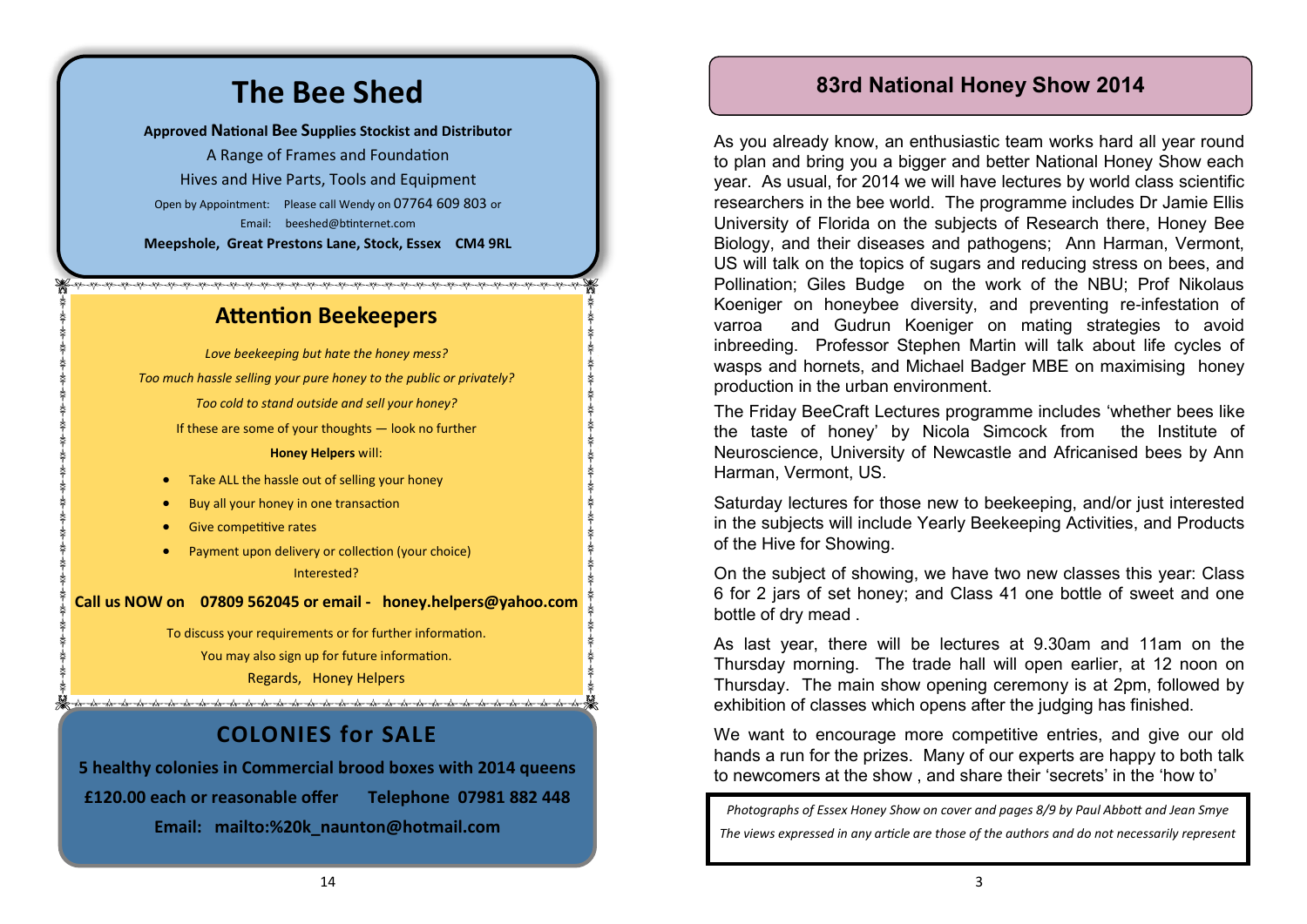# The Bee Shed

**Approved National Bee Supplies Stockist and Distributor**

A Range of Frames and Foundation

Hives and Hive Parts, Tools and Equipment

Open by Appointment: Please call Wendy on 07764 609 803 or Email: beeshed@btinternet.com

**Meepshole, Great Prestons Lane, Stock, Essex CM4 9RL**

## Attention Beekeepers

*Love beekeeping but hate the honey mess?*

*Too much hassle selling your pure honey to the public or privately?*

*Too cold to stand outside and sell your honey?*

If these are some of your thoughts — look no further

**Honey Helpers** will:

- Take ALL the hassle out of selling your honey
- Buy all your honey in one transaction
- Give competitive rates
- Payment upon delivery or collection (your choice)

Interested?

**Call us NOW on 07809 562045 or email - honey.helpers@yahoo.com**

To discuss your requirements or for further information.

You may also sign up for future information.

Regards, Honey Helpers

## COLONIES for SALE

**5 healthy colonies in Commercial brood boxes with 2014 queens**

**£120.00 each or reasonable offer Telephone 07981 882 448**

**Email: mailto:%20k_naunton@hotmail.com**

## 83rd National Honey Show 2014

As you already know, an enthusiastic team works hard all year round to plan and bring you a bigger and better National Honey Show each year. As usual, for 2014 we will have lectures by world class scientific researchers in the bee world. The programme includes Dr Jamie Ellis University of Florida on the subjects of Research there, Honey Bee Biology, and their diseases and pathogens; Ann Harman, Vermont, US will talk on the topics of sugars and reducing stress on bees, and Pollination; Giles Budge on the work of the NBU; Prof Nikolaus Koeniger on honeybee diversity, and preventing re-infestation of varroa and Gudrun Koeniger on mating strategies to avoid inbreeding. Professor Stephen Martin will talk about life cycles of wasps and hornets, and Michael Badger MBE on maximising honey production in the urban environment.

The Friday BeeCraft Lectures programme includes 'whether bees like the taste of honey' by Nicola Simcock from the Institute of Neuroscience, University of Newcastle and Africanised bees by Ann Harman, Vermont, US.

Saturday lectures for those new to beekeeping, and/or just interested in the subjects will include Yearly Beekeeping Activities, and Products of the Hive for Showing.

On the subject of showing, we have two new classes this year: Class 6 for 2 jars of set honey; and Class 41 one bottle of sweet and one bottle of dry mead .

As last year, there will be lectures at 9.30am and 11am on the Thursday morning. The trade hall will open earlier, at 12 noon on Thursday. The main show opening ceremony is at 2pm, followed by exhibition of classes which opens after the judging has finished.

We want to encourage more competitive entries, and give our old hands a run for the prizes. Many of our experts are happy to both talk to newcomers at the show , and share their 'secrets' in the 'how to'

*Photographs of Essex Honey Show on cover and pages 8/9 by Paul Abbott and Jean Smye*

*The views expressed in any article are those of the authors and do not necessarily represent*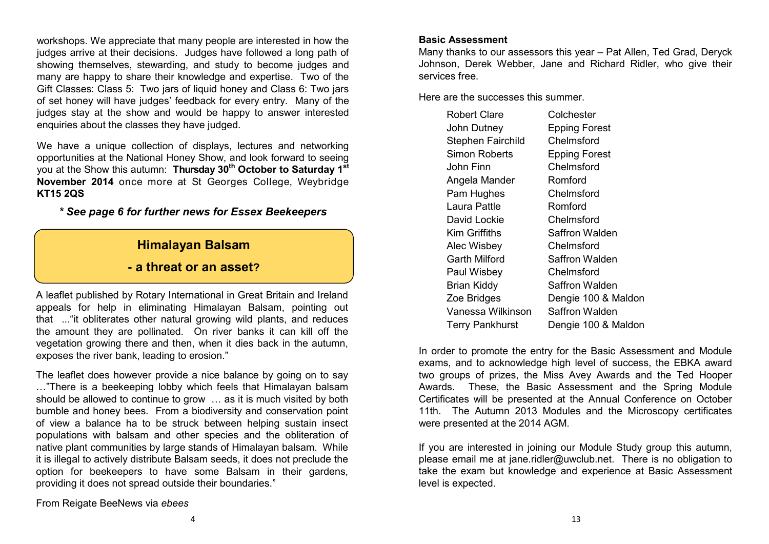workshops. We appreciate that many people are interested in how the judges arrive at their decisions. Judges have followed a long path of showing themselves, stewarding, and study to become judges and many are happy to share their knowledge and expertise. Two of the Gift Classes: Class 5: Two jars of liquid honey and Class 6: Two jars of set honey will have judges' feedback for every entry. Many of the judges stay at the show and would be happy to answer interested enquiries about the classes they have judged.

We have a unique collection of displays, lectures and networking opportunities at the National Honey Show, and look forward to seeing you at the Show this autumn: **Thursday 30th October to Saturday 1st November 2014** once more at St Georges College, Weybridge **KT15 2QS**

***\* See page 6 for further news for Essex Beekeepers***

## Himalayan Balsam - a threat or an asset?

A leaflet published by Rotary International in Great Britain and Ireland appeals for help in eliminating Himalayan Balsam, pointing out that ..."it obliterates other natural growing wild plants, and reduces the amount they are pollinated. On river banks it can kill off the vegetation growing there and then, when it dies back in the autumn, exposes the river bank, leading to erosion."

The leaflet does however provide a nice balance by going on to say …"There is a beekeeping lobby which feels that Himalayan balsam should be allowed to continue to grow … as it is much visited by both bumble and honey bees. From a biodiversity and conservation point of view a balance ha to be struck between helping sustain insect populations with balsam and other species and the obliteration of native plant communities by large stands of Himalayan balsam. While it is illegal to actively distribute Balsam seeds, it does not preclude the option for beekeepers to have some Balsam in their gardens, providing it does not spread outside their boundaries."

From Reigate BeeNews via *ebees*

**Basic Assessment**

Many thanks to our assessors this year – Pat Allen, Ted Grad, Deryck Johnson, Derek Webber, Jane and Richard Ridler, who give their services free.

Here are the successes this summer.

| | |
|---|---|
| Robert Clare | Colchester |
| John Dutney | Epping Forest |
| Stephen Fairchild | Chelmsford |
| Simon Roberts | Epping Forest |
| John Finn | Chelmsford |
| Angela Mander | Romford |
| Pam Hughes | Chelmsford |
| Laura Pattle | Romford |
| David Lockie | Chelmsford |
| Kim Griffiths | Saffron Walden |
| Alec Wisbey | Chelmsford |
| Garth Milford | Saffron Walden |
| Paul Wisbey | Chelmsford |
| Brian Kiddy | Saffron Walden |
| Zoe Bridges | Dengie 100 & Maldon |
| Vanessa Wilkinson | Saffron Walden |
| Terry Pankhurst | Dengie 100 & Maldon |

In order to promote the entry for the Basic Assessment and Module exams, and to acknowledge high level of success, the EBKA award two groups of prizes, the Miss Avey Awards and the Ted Hooper Awards. These, the Basic Assessment and the Spring Module Certificates will be presented at the Annual Conference on October 11th. The Autumn 2013 Modules and the Microscopy certificates were presented at the 2014 AGM.

If you are interested in joining our Module Study group this autumn, please email me at jane.ridler@uwclub.net. There is no obligation to take the exam but knowledge and experience at Basic Assessment level is expected.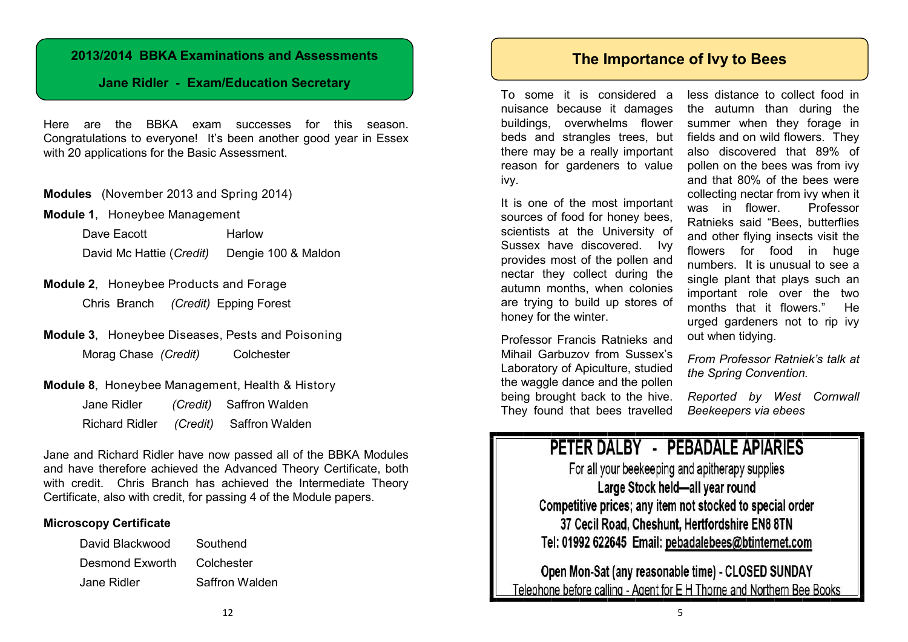## 2013/2014 BBKA Examinations and Assessments

### Jane Ridler - Exam/Education Secretary

Here are the BBKA exam successes for this season. Congratulations to everyone! It's been another good year in Essex with 20 applications for the Basic Assessment.

**Modules** (November 2013 and Spring 2014)

**Module 1**, Honeybee Management

| | |
|---|---|
| Dave Eacott | Harlow |
| David Mc Hattie (*Credit)* | Dengie 100 & Maldon |

**Module 2**, Honeybee Products and Forage

Chris Branch *(Credit)* Epping Forest

**Module 3**, Honeybee Diseases, Pests and Poisoning

Morag Chase *(Credit)* Colchester

**Module 8**, Honeybee Management, Health & History

| | | |
|---|---|---|
| Jane Ridler | *(Credit)* | Saffron Walden |
| Richard Ridler | *(Credit)* | Saffron Walden |

Jane and Richard Ridler have now passed all of the BBKA Modules and have therefore achieved the Advanced Theory Certificate, both with credit. Chris Branch has achieved the Intermediate Theory Certificate, also with credit, for passing 4 of the Module papers.

**Microscopy Certificate**

| | |
|---|---|
| David Blackwood | Southend |
| Desmond Exworth | Colchester |
| Jane Ridler | Saffron Walden |

## The Importance of Ivy to Bees

To some it is considered a nuisance because it damages buildings, overwhelms flower beds and strangles trees, but there may be a really important reason for gardeners to value ivy.

It is one of the most important sources of food for honey bees, scientists at the University of Sussex have discovered. Ivy provides most of the pollen and nectar they collect during the autumn months, when colonies are trying to build up stores of honey for the winter.

Professor Francis Ratnieks and Mihail Garbuzov from Sussex's Laboratory of Apiculture, studied the waggle dance and the pollen being brought back to the hive. They found that bees travelled less distance to collect food in the autumn than during the summer when they forage in fields and on wild flowers. They also discovered that 89% of pollen on the bees was from ivy and that 80% of the bees were collecting nectar from ivy when it was in flower. Professor Ratnieks said "Bees, butterflies and other flying insects visit the flowers for food in huge numbers. It is unusual to see a single plant that plays such an important role over the two months that it flowers." He urged gardeners not to rip ivy out when tidying.

*From Professor Ratniek's talk at the Spring Convention.*

*Reported by West Cornwall Beekeepers via ebees*

**PETER DALBY - PEBADALE APIARIES**

For all your beekeeping and apitherapy supplies

**Large Stock held—all year round**

**Competitive prices; any item not stocked to special order**

**37 Cecil Road, Cheshunt, Hertfordshire EN8 8TN**

**Tel: 01992 622645 Email: pebadalebees@btinternet.com**

**Open Mon-Sat (any reasonable time) - CLOSED SUNDAY**

Telephone before calling - Agent for E H Thorne and Northern Bee Books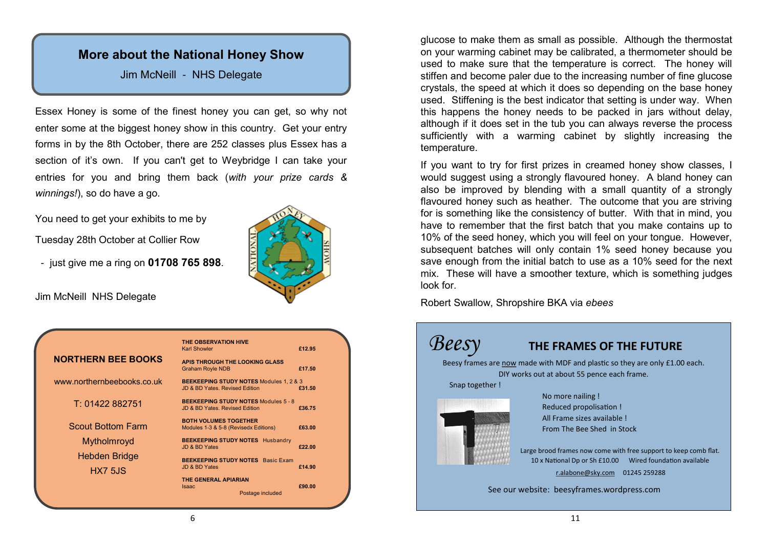## More about the National Honey Show

Jim McNeill - NHS Delegate

Essex Honey is some of the finest honey you can get, so why not enter some at the biggest honey show in this country. Get your entry forms in by the 8th October, there are 252 classes plus Essex has a section of it's own. If you can't get to Weybridge I can take your entries for you and bring them back (*with your prize cards & winnings!*), so do have a go.

You need to get your exhibits to me by

Tuesday 28th October at Collier Row

- just give me a ring on **01708 765 898**.

Jim McNeill NHS Delegate

**NORTHERN BEE BOOKS**

www.northernbeebooks.co.uk

T: 01422 882751

Scout Bottom Farm
Mytholmroyd
Hebden Bridge
HX7 5JS

| Title | Price |
|---|---|
| **THE OBSERVATION HIVE** Karl Showler | £12.95 |
| **APIS THROUGH THE LOOKING GLASS** Graham Royle NDB | £17.50 |
| **BEEKEEPING STUDY NOTES** Modules 1, 2 & 3 JD & BD Yates. Revised Edition | £31.50 |
| **BEEKEEPING STUDY NOTES** Modules 5 - 8 JD & BD Yates. Revised Edition | £36.75 |
| **BOTH VOLUMES TOGETHER** Modules 1-3 & 5-8 (Revisedx Editions) | £63.00 |
| **BEEKEEPING STUDY NOTES** Husbandry JD & BD Yates | £22.00 |
| **BEEKEEPING STUDY NOTES** Basic Exam JD & BD Yates | £14.90 |
| **THE GENERAL APIARIAN** Isaac | £90.00 |

Postage included

glucose to make them as small as possible. Although the thermostat on your warming cabinet may be calibrated, a thermometer should be used to make sure that the temperature is correct. The honey will stiffen and become paler due to the increasing number of fine glucose crystals, the speed at which it does so depending on the base honey used. Stiffening is the best indicator that setting is under way. When this happens the honey needs to be packed in jars without delay, although if it does set in the tub you can always reverse the process sufficiently with a warming cabinet by slightly increasing the temperature.

If you want to try for first prizes in creamed honey show classes, I would suggest using a strongly flavoured honey. A bland honey can also be improved by blending with a small quantity of a strongly flavoured honey such as heather. The outcome that you are striving for is something like the consistency of butter. With that in mind, you have to remember that the first batch that you make contains up to 10% of the seed honey, which you will feel on your tongue. However, subsequent batches will only contain 1% seed honey because you save enough from the initial batch to use as a 10% seed for the next mix. These will have a smoother texture, which is something judges look for.

Robert Swallow, Shropshire BKA via *ebees*

*Beesy* **THE FRAMES OF THE FUTURE**

Beesy frames are now made with MDF and plastic so they are only £1.00 each.
DIY works out at about 55 pence each frame.

Snap together !

No more nailing !
Reduced propolisation !
All Frame sizes available !
From The Bee Shed in Stock

Large brood frames now come with free support to keep comb flat.
10 x National Dp or Sh £10.00 Wired foundation available

r.alabone@sky.com 01245 259288

See our website: beesyframes.wordpress.com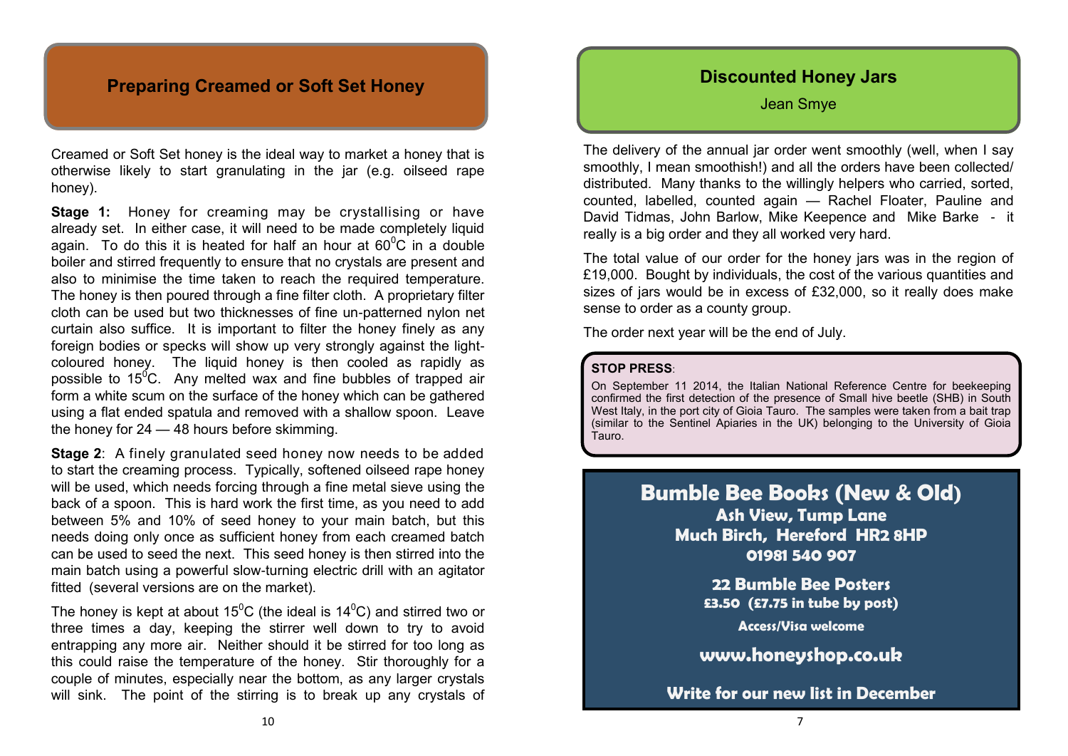## Preparing Creamed or Soft Set Honey

Creamed or Soft Set honey is the ideal way to market a honey that is otherwise likely to start granulating in the jar (e.g. oilseed rape honey).

**Stage 1:** Honey for creaming may be crystallising or have already set. In either case, it will need to be made completely liquid again. To do this it is heated for half an hour at $60^0$C in a double boiler and stirred frequently to ensure that no crystals are present and also to minimise the time taken to reach the required temperature. The honey is then poured through a fine filter cloth. A proprietary filter cloth can be used but two thicknesses of fine un-patterned nylon net curtain also suffice. It is important to filter the honey finely as any foreign bodies or specks will show up very strongly against the light-coloured honey. The liquid honey is then cooled as rapidly as possible to $15^0$C. Any melted wax and fine bubbles of trapped air form a white scum on the surface of the honey which can be gathered using a flat ended spatula and removed with a shallow spoon. Leave the honey for 24 — 48 hours before skimming.

**Stage 2**: A finely granulated seed honey now needs to be added to start the creaming process. Typically, softened oilseed rape honey will be used, which needs forcing through a fine metal sieve using the back of a spoon. This is hard work the first time, as you need to add between 5% and 10% of seed honey to your main batch, but this needs doing only once as sufficient honey from each creamed batch can be used to seed the next. This seed honey is then stirred into the main batch using a powerful slow-turning electric drill with an agitator fitted (several versions are on the market).

The honey is kept at about $15^0$C (the ideal is $14^0$C) and stirred two or three times a day, keeping the stirrer well down to try to avoid entrapping any more air. Neither should it be stirred for too long as this could raise the temperature of the honey. Stir thoroughly for a couple of minutes, especially near the bottom, as any larger crystals will sink. The point of the stirring is to break up any crystals of

## Discounted Honey Jars

Jean Smye

The delivery of the annual jar order went smoothly (well, when I say smoothly, I mean smoothish!) and all the orders have been collected/ distributed. Many thanks to the willingly helpers who carried, sorted, counted, labelled, counted again — Rachel Floater, Pauline and David Tidmas, John Barlow, Mike Keepence and Mike Barke - it really is a big order and they all worked very hard.

The total value of our order for the honey jars was in the region of £19,000. Bought by individuals, the cost of the various quantities and sizes of jars would be in excess of £32,000, so it really does make sense to order as a county group.

The order next year will be the end of July.

**STOP PRESS**:

On September 11 2014, the Italian National Reference Centre for beekeeping confirmed the first detection of the presence of Small hive beetle (SHB) in South West Italy, in the port city of Gioia Tauro. The samples were taken from a bait trap (similar to the Sentinel Apiaries in the UK) belonging to the University of Gioia Tauro.

**Bumble Bee Books (New & Old)**

**Ash View, Tump Lane**
**Much Birch, Hereford HR2 8HP**
**01981 540 907**

**22 Bumble Bee Posters**
**£3.50 (£7.75 in tube by post)**

**Access/Visa welcome**

**www.honeyshop.co.uk**

**Write for our new list in December**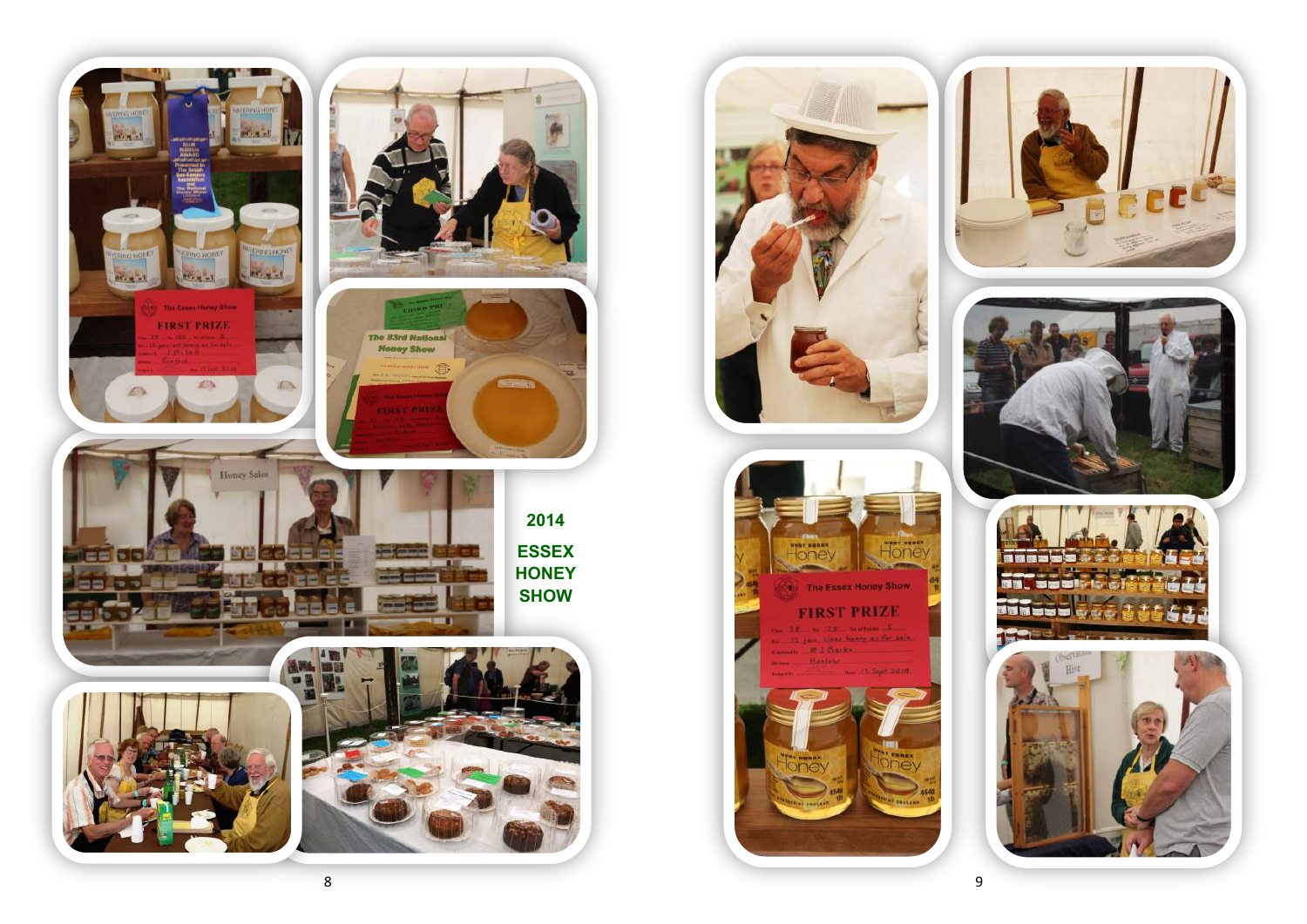2014

ESSEX
HONEY
SHOW